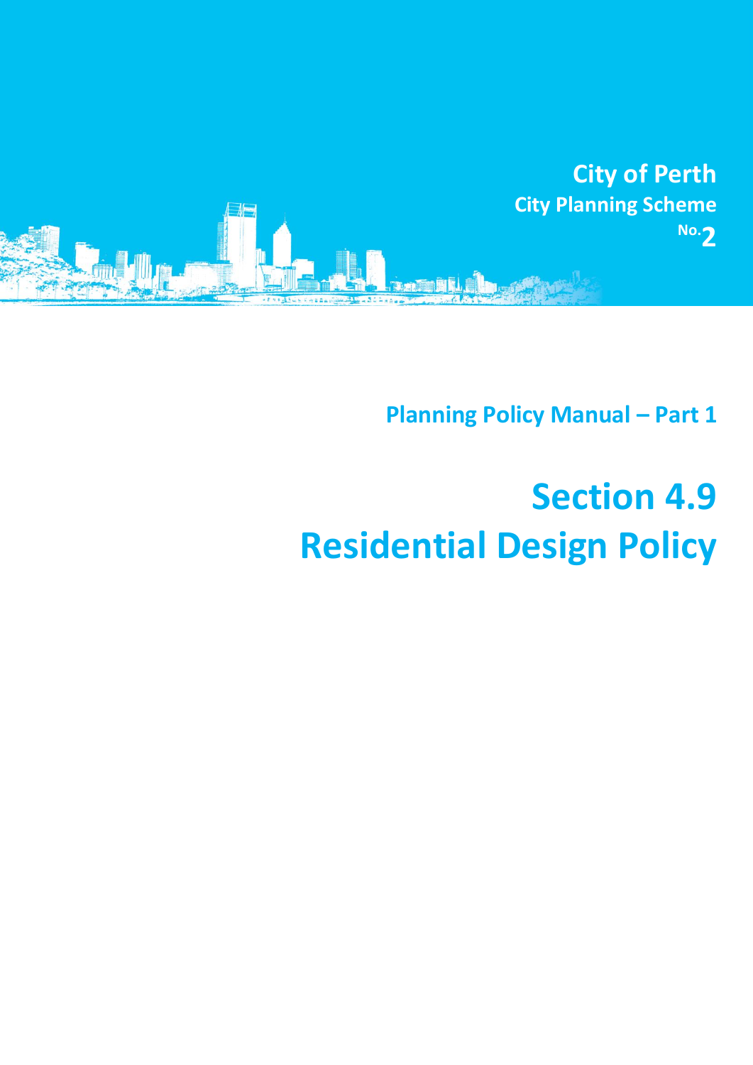City of Perth

City Planning Scheme No. 2

Planning Policy Manual – Part 1

# Section 4.9
# Residential Design Policy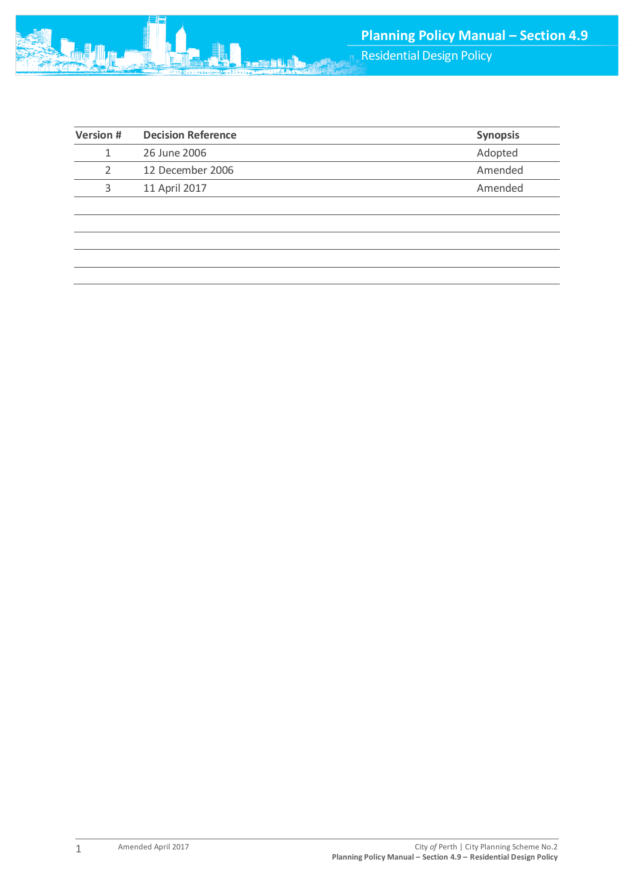| Version # | Decision Reference | Synopsis |
|---|---|---|
| 1 | 26 June 2006 | Adopted |
| 2 | 12 December 2006 | Amended |
| 3 | 11 April 2017 | Amended |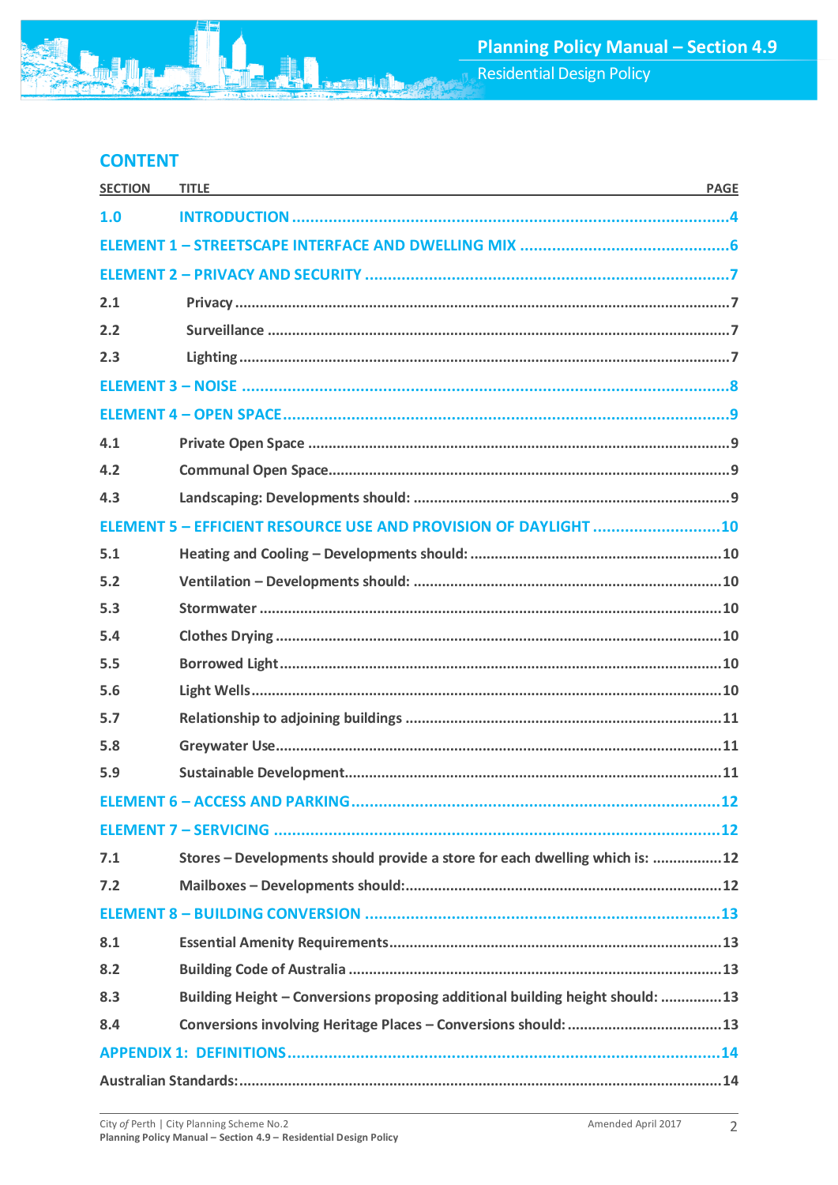## CONTENT

| SECTION | TITLE | PAGE |
|---|---|---|
| 1.0 | INTRODUCTION | 4 |
| ELEMENT 1 – STREETSCAPE INTERFACE AND DWELLING MIX | | 6 |
| ELEMENT 2 – PRIVACY AND SECURITY | | 7 |
| 2.1 | Privacy | 7 |
| 2.2 | Surveillance | 7 |
| 2.3 | Lighting | 7 |
| ELEMENT 3 – NOISE | | 8 |
| ELEMENT 4 – OPEN SPACE | | 9 |
| 4.1 | Private Open Space | 9 |
| 4.2 | Communal Open Space | 9 |
| 4.3 | Landscaping: Developments should: | 9 |
| ELEMENT 5 – EFFICIENT RESOURCE USE AND PROVISION OF DAYLIGHT | | 10 |
| 5.1 | Heating and Cooling – Developments should: | 10 |
| 5.2 | Ventilation – Developments should: | 10 |
| 5.3 | Stormwater | 10 |
| 5.4 | Clothes Drying | 10 |
| 5.5 | Borrowed Light | 10 |
| 5.6 | Light Wells | 10 |
| 5.7 | Relationship to adjoining buildings | 11 |
| 5.8 | Greywater Use | 11 |
| 5.9 | Sustainable Development | 11 |
| ELEMENT 6 – ACCESS AND PARKING | | 12 |
| ELEMENT 7 – SERVICING | | 12 |
| 7.1 | Stores – Developments should provide a store for each dwelling which is: | 12 |
| 7.2 | Mailboxes – Developments should: | 12 |
| ELEMENT 8 – BUILDING CONVERSION | | 13 |
| 8.1 | Essential Amenity Requirements | 13 |
| 8.2 | Building Code of Australia | 13 |
| 8.3 | Building Height – Conversions proposing additional building height should: | 13 |
| 8.4 | Conversions involving Heritage Places – Conversions should: | 13 |
| APPENDIX 1: DEFINITIONS | | 14 |
| Australian Standards: | | 14 |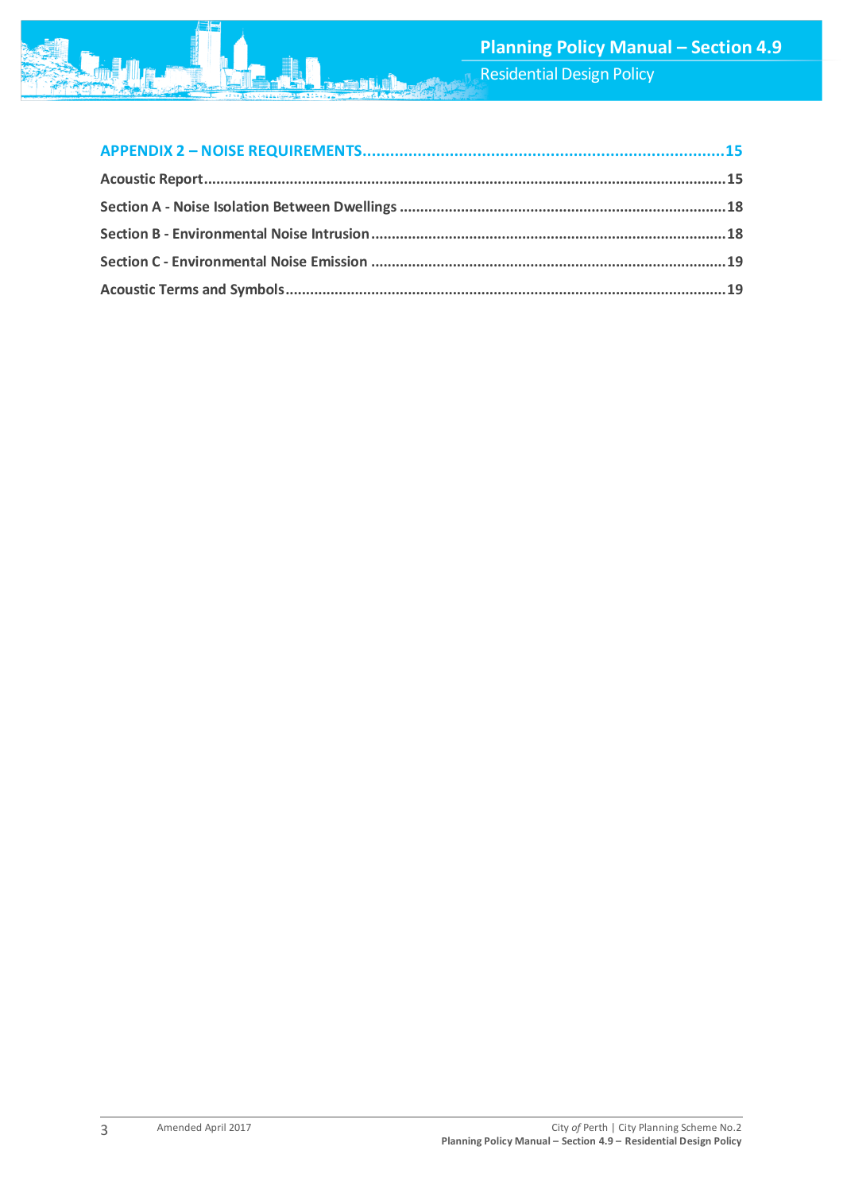APPENDIX 2 – NOISE REQUIREMENTS..............................................................................15

Acoustic Report..............................................................................................................15

Section A - Noise Isolation Between Dwellings ...............................................................18

Section B - Environmental Noise Intrusion......................................................................18

Section C - Environmental Noise Emission .....................................................................19

Acoustic Terms and Symbols..........................................................................................19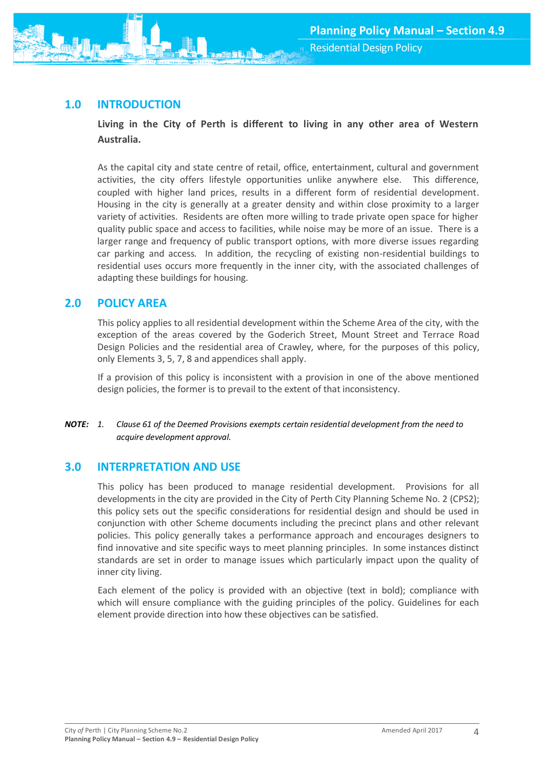## 1.0 INTRODUCTION

**Living in the City of Perth is different to living in any other area of Western Australia.**

As the capital city and state centre of retail, office, entertainment, cultural and government activities, the city offers lifestyle opportunities unlike anywhere else. This difference, coupled with higher land prices, results in a different form of residential development. Housing in the city is generally at a greater density and within close proximity to a larger variety of activities. Residents are often more willing to trade private open space for higher quality public space and access to facilities, while noise may be more of an issue. There is a larger range and frequency of public transport options, with more diverse issues regarding car parking and access. In addition, the recycling of existing non-residential buildings to residential uses occurs more frequently in the inner city, with the associated challenges of adapting these buildings for housing.

## 2.0 POLICY AREA

This policy applies to all residential development within the Scheme Area of the city, with the exception of the areas covered by the Goderich Street, Mount Street and Terrace Road Design Policies and the residential area of Crawley, where, for the purposes of this policy, only Elements 3, 5, 7, 8 and appendices shall apply.

If a provision of this policy is inconsistent with a provision in one of the above mentioned design policies, the former is to prevail to the extent of that inconsistency.

***NOTE:*** *1. Clause 61 of the Deemed Provisions exempts certain residential development from the need to acquire development approval.*

## 3.0 INTERPRETATION AND USE

This policy has been produced to manage residential development. Provisions for all developments in the city are provided in the City of Perth City Planning Scheme No. 2 (CPS2); this policy sets out the specific considerations for residential design and should be used in conjunction with other Scheme documents including the precinct plans and other relevant policies. This policy generally takes a performance approach and encourages designers to find innovative and site specific ways to meet planning principles. In some instances distinct standards are set in order to manage issues which particularly impact upon the quality of inner city living.

Each element of the policy is provided with an objective (text in bold); compliance with which will ensure compliance with the guiding principles of the policy. Guidelines for each element provide direction into how these objectives can be satisfied.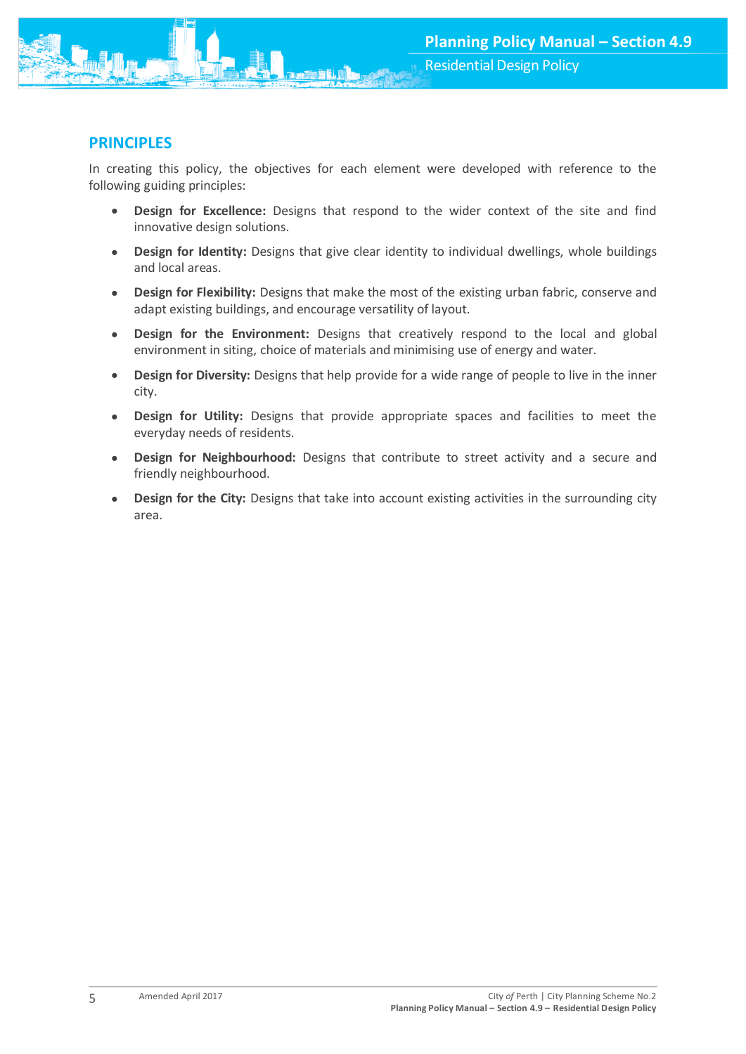## PRINCIPLES

In creating this policy, the objectives for each element were developed with reference to the following guiding principles:

- **Design for Excellence:** Designs that respond to the wider context of the site and find innovative design solutions.
- **Design for Identity:** Designs that give clear identity to individual dwellings, whole buildings and local areas.
- **Design for Flexibility:** Designs that make the most of the existing urban fabric, conserve and adapt existing buildings, and encourage versatility of layout.
- **Design for the Environment:** Designs that creatively respond to the local and global environment in siting, choice of materials and minimising use of energy and water.
- **Design for Diversity:** Designs that help provide for a wide range of people to live in the inner city.
- **Design for Utility:** Designs that provide appropriate spaces and facilities to meet the everyday needs of residents.
- **Design for Neighbourhood:** Designs that contribute to street activity and a secure and friendly neighbourhood.
- **Design for the City:** Designs that take into account existing activities in the surrounding city area.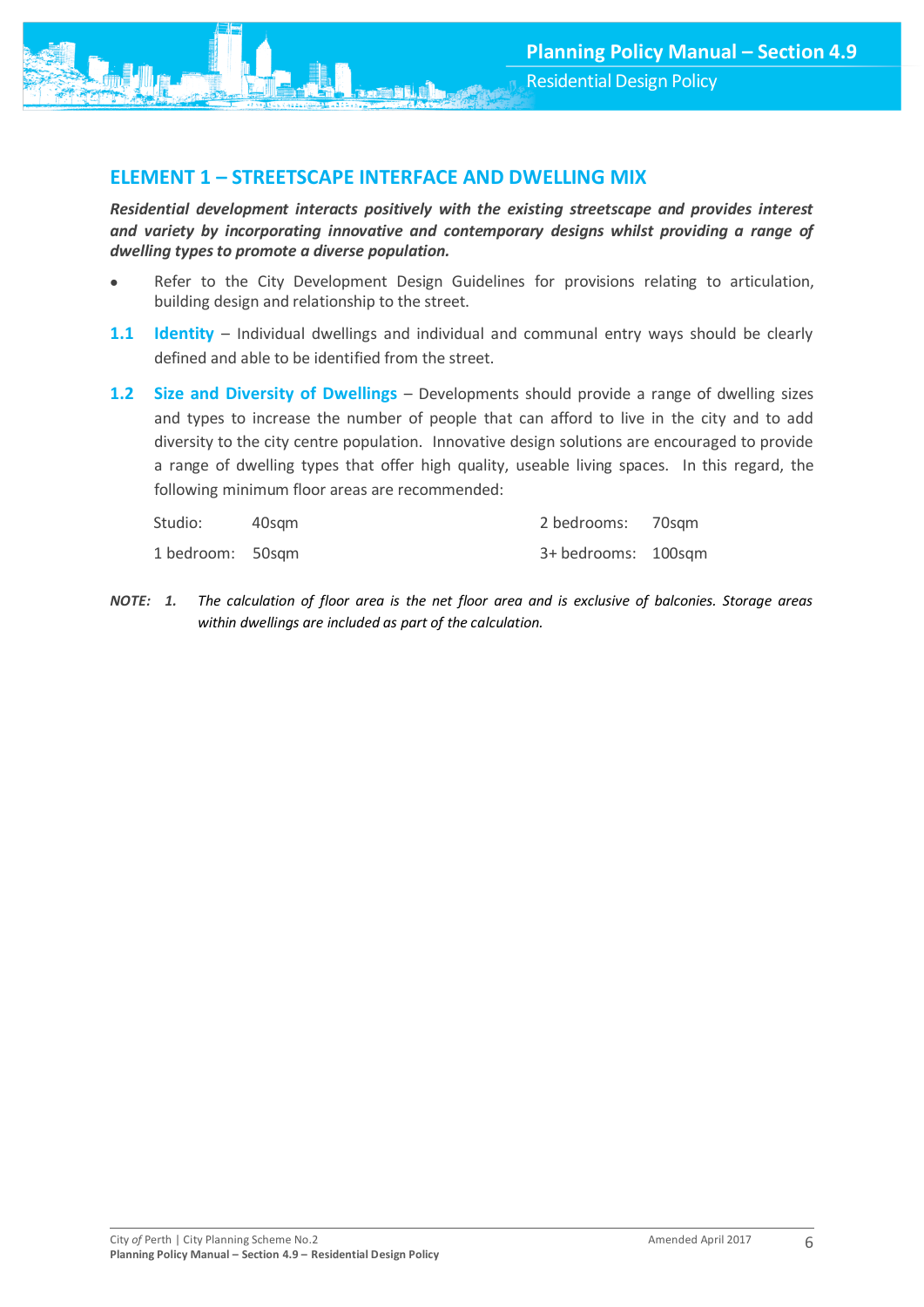## ELEMENT 1 – STREETSCAPE INTERFACE AND DWELLING MIX

***Residential development interacts positively with the existing streetscape and provides interest and variety by incorporating innovative and contemporary designs whilst providing a range of dwelling types to promote a diverse population.***

- Refer to the City Development Design Guidelines for provisions relating to articulation, building design and relationship to the street.

**1.1 Identity** – Individual dwellings and individual and communal entry ways should be clearly defined and able to be identified from the street.

**1.2 Size and Diversity of Dwellings** – Developments should provide a range of dwelling sizes and types to increase the number of people that can afford to live in the city and to add diversity to the city centre population. Innovative design solutions are encouraged to provide a range of dwelling types that offer high quality, useable living spaces. In this regard, the following minimum floor areas are recommended:

| | | | |
|---|---|---|---|
| Studio: | 40sqm | 2 bedrooms: | 70sqm |
| 1 bedroom: | 50sqm | 3+ bedrooms: | 100sqm |

*NOTE: 1. The calculation of floor area is the net floor area and is exclusive of balconies. Storage areas within dwellings are included as part of the calculation.*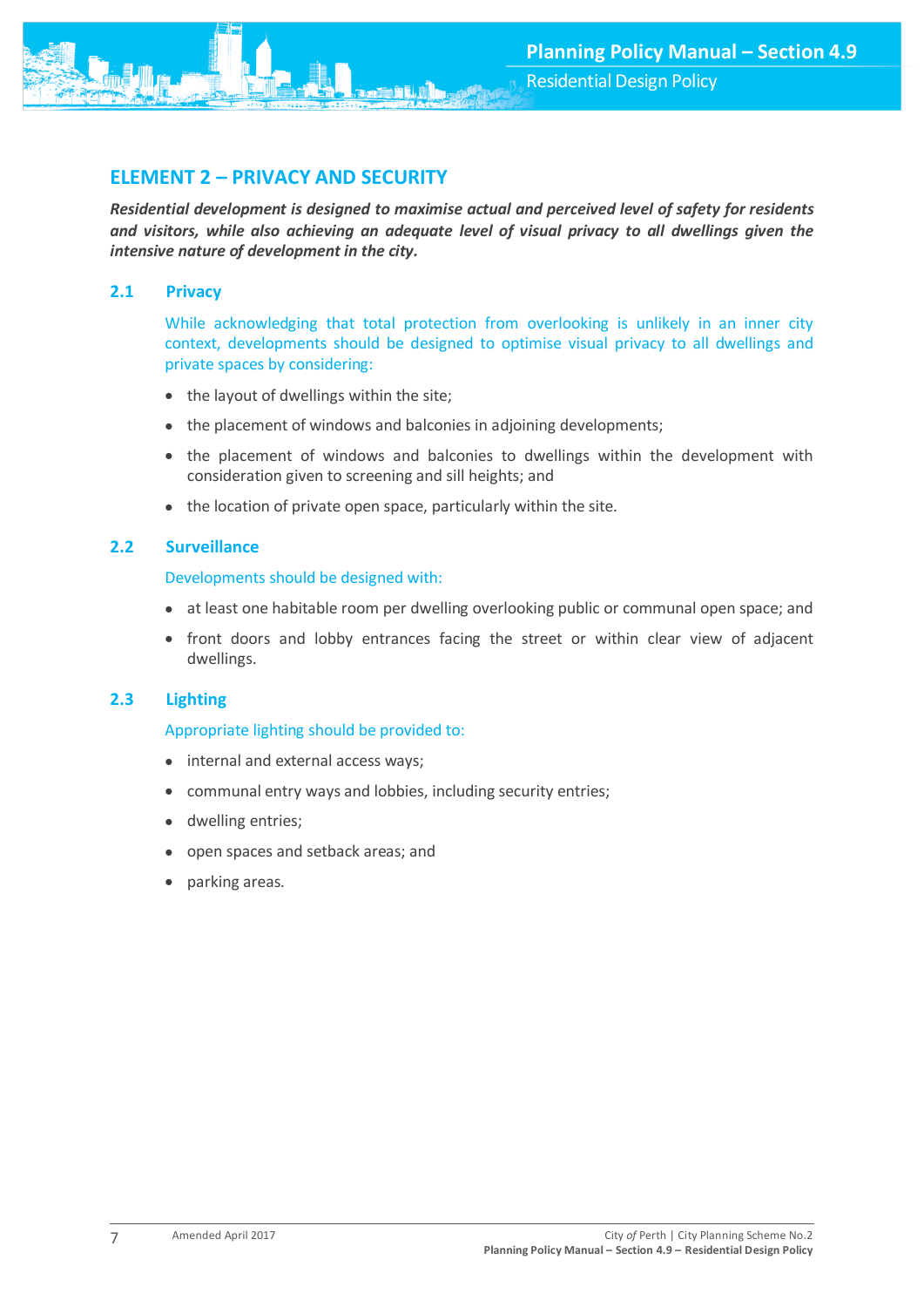## ELEMENT 2 – PRIVACY AND SECURITY

***Residential development is designed to maximise actual and perceived level of safety for residents and visitors, while also achieving an adequate level of visual privacy to all dwellings given the intensive nature of development in the city.***

### 2.1 Privacy

While acknowledging that total protection from overlooking is unlikely in an inner city context, developments should be designed to optimise visual privacy to all dwellings and private spaces by considering:

- the layout of dwellings within the site;
- the placement of windows and balconies in adjoining developments;
- the placement of windows and balconies to dwellings within the development with consideration given to screening and sill heights; and
- the location of private open space, particularly within the site.

### 2.2 Surveillance

Developments should be designed with:

- at least one habitable room per dwelling overlooking public or communal open space; and
- front doors and lobby entrances facing the street or within clear view of adjacent dwellings.

### 2.3 Lighting

Appropriate lighting should be provided to:

- internal and external access ways;
- communal entry ways and lobbies, including security entries;
- dwelling entries;
- open spaces and setback areas; and
- parking areas.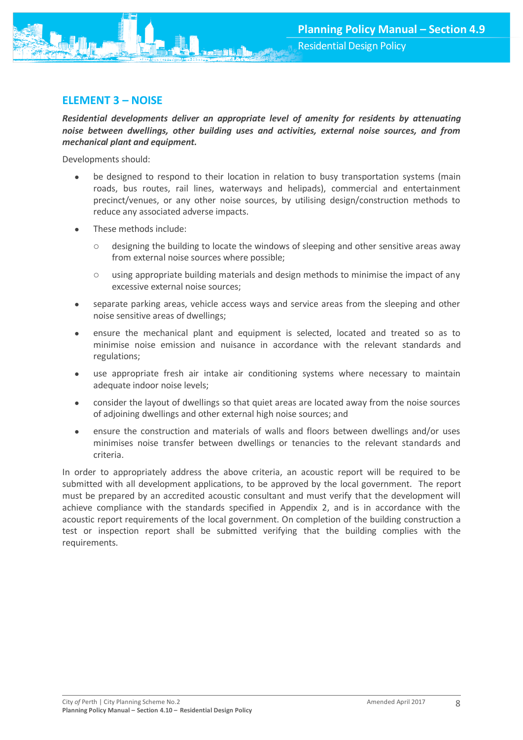## ELEMENT 3 – NOISE

***Residential developments deliver an appropriate level of amenity for residents by attenuating noise between dwellings, other building uses and activities, external noise sources, and from mechanical plant and equipment.***

Developments should:

- be designed to respond to their location in relation to busy transportation systems (main roads, bus routes, rail lines, waterways and helipads), commercial and entertainment precinct/venues, or any other noise sources, by utilising design/construction methods to reduce any associated adverse impacts.
- These methods include:
  - designing the building to locate the windows of sleeping and other sensitive areas away from external noise sources where possible;
  - using appropriate building materials and design methods to minimise the impact of any excessive external noise sources;
- separate parking areas, vehicle access ways and service areas from the sleeping and other noise sensitive areas of dwellings;
- ensure the mechanical plant and equipment is selected, located and treated so as to minimise noise emission and nuisance in accordance with the relevant standards and regulations;
- use appropriate fresh air intake air conditioning systems where necessary to maintain adequate indoor noise levels;
- consider the layout of dwellings so that quiet areas are located away from the noise sources of adjoining dwellings and other external high noise sources; and
- ensure the construction and materials of walls and floors between dwellings and/or uses minimises noise transfer between dwellings or tenancies to the relevant standards and criteria.

In order to appropriately address the above criteria, an acoustic report will be required to be submitted with all development applications, to be approved by the local government. The report must be prepared by an accredited acoustic consultant and must verify that the development will achieve compliance with the standards specified in Appendix 2, and is in accordance with the acoustic report requirements of the local government. On completion of the building construction a test or inspection report shall be submitted verifying that the building complies with the requirements.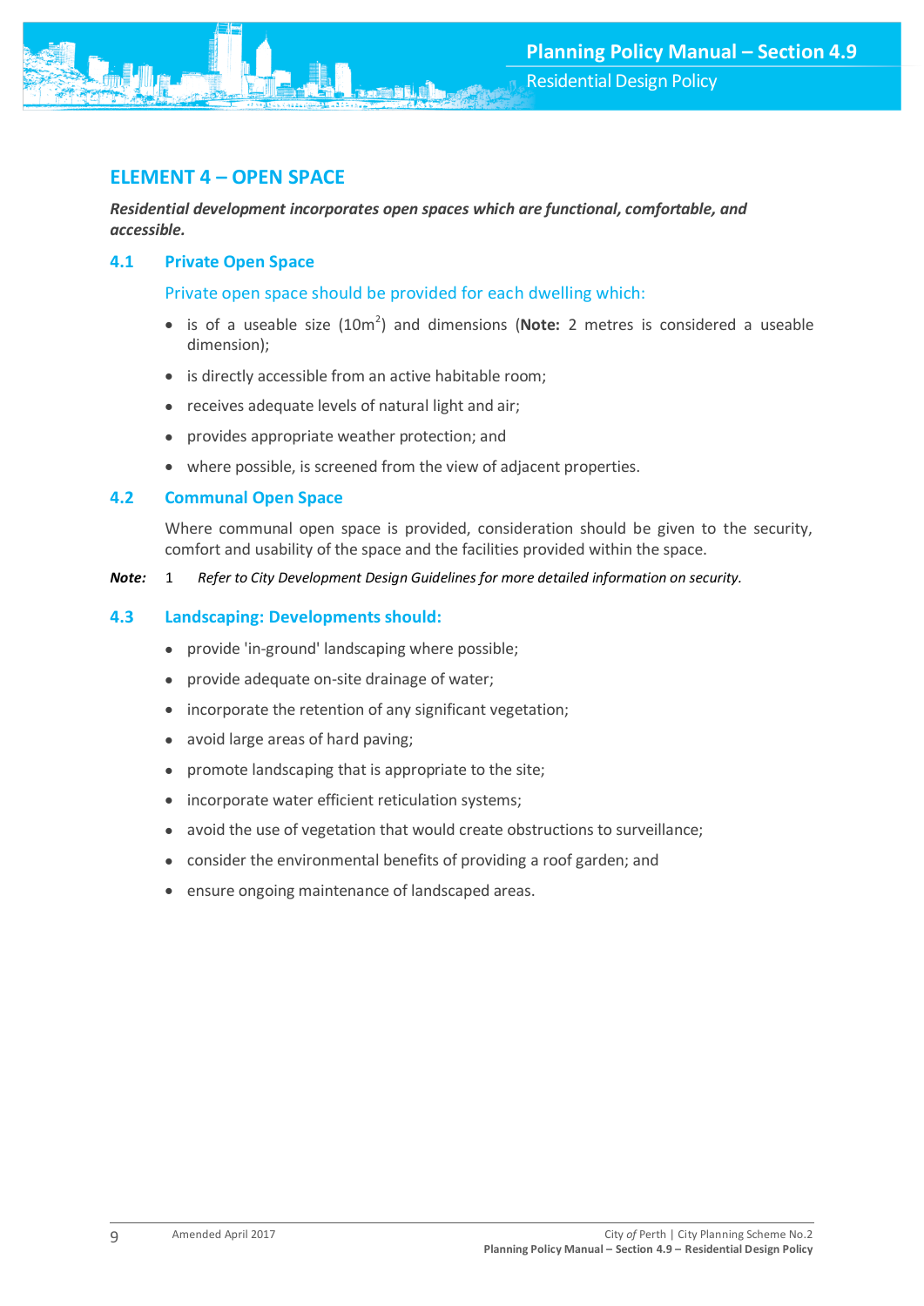## ELEMENT 4 – OPEN SPACE

***Residential development incorporates open spaces which are functional, comfortable, and accessible.***

### 4.1 Private Open Space

Private open space should be provided for each dwelling which:

- is of a useable size (10m$^2$) and dimensions (**Note:** 2 metres is considered a useable dimension);
- is directly accessible from an active habitable room;
- receives adequate levels of natural light and air;
- provides appropriate weather protection; and
- where possible, is screened from the view of adjacent properties.

### 4.2 Communal Open Space

Where communal open space is provided, consideration should be given to the security, comfort and usability of the space and the facilities provided within the space.

***Note:*** 1 *Refer to City Development Design Guidelines for more detailed information on security.*

### 4.3 Landscaping: Developments should:

- provide 'in-ground' landscaping where possible;
- provide adequate on-site drainage of water;
- incorporate the retention of any significant vegetation;
- avoid large areas of hard paving;
- promote landscaping that is appropriate to the site;
- incorporate water efficient reticulation systems;
- avoid the use of vegetation that would create obstructions to surveillance;
- consider the environmental benefits of providing a roof garden; and
- ensure ongoing maintenance of landscaped areas.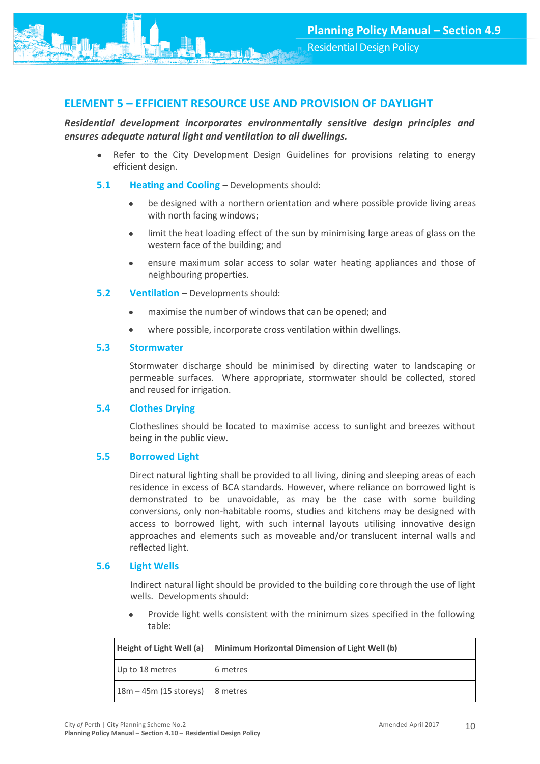## ELEMENT 5 – EFFICIENT RESOURCE USE AND PROVISION OF DAYLIGHT

***Residential development incorporates environmentally sensitive design principles and ensures adequate natural light and ventilation to all dwellings.***

- Refer to the City Development Design Guidelines for provisions relating to energy efficient design.

### 5.1 Heating and Cooling – Developments should:

- be designed with a northern orientation and where possible provide living areas with north facing windows;
- limit the heat loading effect of the sun by minimising large areas of glass on the western face of the building; and
- ensure maximum solar access to solar water heating appliances and those of neighbouring properties.

### 5.2 Ventilation – Developments should:

- maximise the number of windows that can be opened; and
- where possible, incorporate cross ventilation within dwellings.

### 5.3 Stormwater

Stormwater discharge should be minimised by directing water to landscaping or permeable surfaces. Where appropriate, stormwater should be collected, stored and reused for irrigation.

### 5.4 Clothes Drying

Clotheslines should be located to maximise access to sunlight and breezes without being in the public view.

### 5.5 Borrowed Light

Direct natural lighting shall be provided to all living, dining and sleeping areas of each residence in excess of BCA standards. However, where reliance on borrowed light is demonstrated to be unavoidable, as may be the case with some building conversions, only non-habitable rooms, studies and kitchens may be designed with access to borrowed light, with such internal layouts utilising innovative design approaches and elements such as moveable and/or translucent internal walls and reflected light.

### 5.6 Light Wells

Indirect natural light should be provided to the building core through the use of light wells. Developments should:

- Provide light wells consistent with the minimum sizes specified in the following table:

| Height of Light Well (a) | Minimum Horizontal Dimension of Light Well (b) |
|---|---|
| Up to 18 metres | 6 metres |
| 18m – 45m (15 storeys) | 8 metres |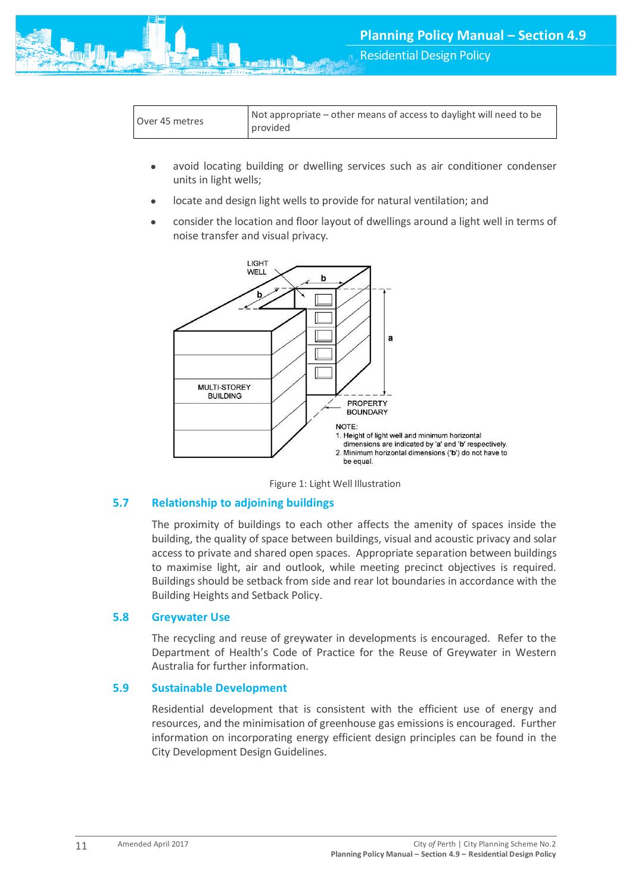| Over 45 metres | Not appropriate – other means of access to daylight will need to be provided |
|---|---|

- avoid locating building or dwelling services such as air conditioner condenser units in light wells;
- locate and design light wells to provide for natural ventilation; and
- consider the location and floor layout of dwellings around a light well in terms of noise transfer and visual privacy.

LIGHT WELL

b

b

a

MULTI-STOREY BUILDING

PROPERTY BOUNDARY

NOTE:
1. Height of light well and minimum horizontal dimensions are indicated by 'a' and 'b' respectively.
2. Minimum horizontal dimensions ('b') do not have to be equal.

Figure 1: Light Well Illustration

## 5.7 Relationship to adjoining buildings

The proximity of buildings to each other affects the amenity of spaces inside the building, the quality of space between buildings, visual and acoustic privacy and solar access to private and shared open spaces. Appropriate separation between buildings to maximise light, air and outlook, while meeting precinct objectives is required. Buildings should be setback from side and rear lot boundaries in accordance with the Building Heights and Setback Policy.

## 5.8 Greywater Use

The recycling and reuse of greywater in developments is encouraged. Refer to the Department of Health's Code of Practice for the Reuse of Greywater in Western Australia for further information.

## 5.9 Sustainable Development

Residential development that is consistent with the efficient use of energy and resources, and the minimisation of greenhouse gas emissions is encouraged. Further information on incorporating energy efficient design principles can be found in the City Development Design Guidelines.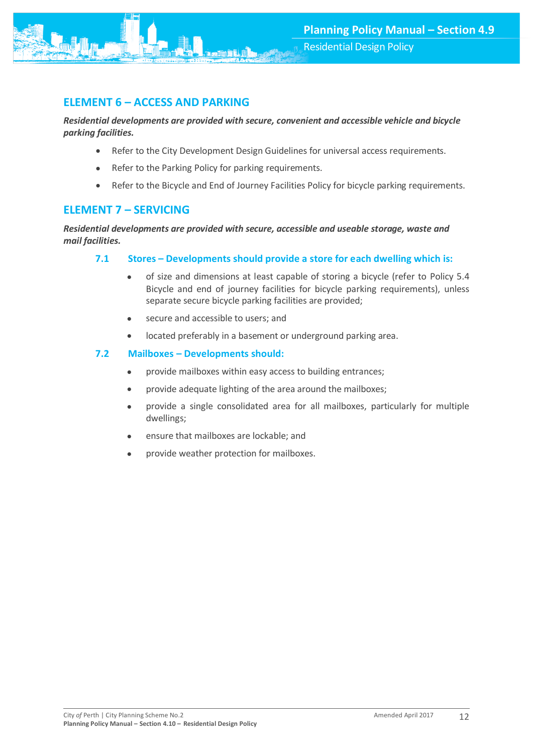## ELEMENT 6 – ACCESS AND PARKING

***Residential developments are provided with secure, convenient and accessible vehicle and bicycle parking facilities.***

- Refer to the City Development Design Guidelines for universal access requirements.
- Refer to the Parking Policy for parking requirements.
- Refer to the Bicycle and End of Journey Facilities Policy for bicycle parking requirements.

## ELEMENT 7 – SERVICING

***Residential developments are provided with secure, accessible and useable storage, waste and mail facilities.***

### 7.1 Stores – Developments should provide a store for each dwelling which is:

- of size and dimensions at least capable of storing a bicycle (refer to Policy 5.4 Bicycle and end of journey facilities for bicycle parking requirements), unless separate secure bicycle parking facilities are provided;
- secure and accessible to users; and
- located preferably in a basement or underground parking area.

### 7.2 Mailboxes – Developments should:

- provide mailboxes within easy access to building entrances;
- provide adequate lighting of the area around the mailboxes;
- provide a single consolidated area for all mailboxes, particularly for multiple dwellings;
- ensure that mailboxes are lockable; and
- provide weather protection for mailboxes.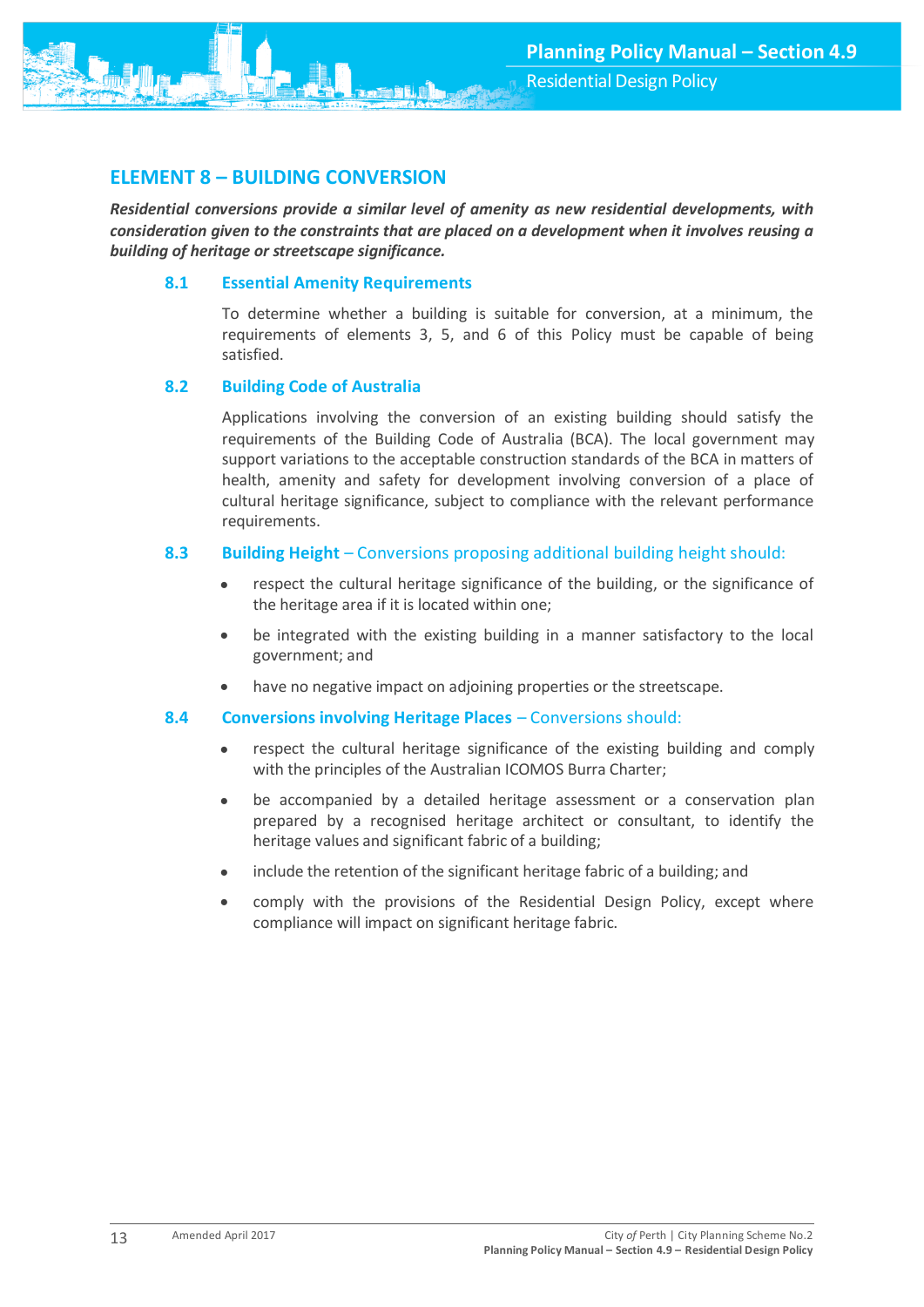## ELEMENT 8 – BUILDING CONVERSION

***Residential conversions provide a similar level of amenity as new residential developments, with consideration given to the constraints that are placed on a development when it involves reusing a building of heritage or streetscape significance.***

### 8.1 Essential Amenity Requirements

To determine whether a building is suitable for conversion, at a minimum, the requirements of elements 3, 5, and 6 of this Policy must be capable of being satisfied.

### 8.2 Building Code of Australia

Applications involving the conversion of an existing building should satisfy the requirements of the Building Code of Australia (BCA). The local government may support variations to the acceptable construction standards of the BCA in matters of health, amenity and safety for development involving conversion of a place of cultural heritage significance, subject to compliance with the relevant performance requirements.

### 8.3 Building Height – Conversions proposing additional building height should:

- respect the cultural heritage significance of the building, or the significance of the heritage area if it is located within one;
- be integrated with the existing building in a manner satisfactory to the local government; and
- have no negative impact on adjoining properties or the streetscape.

### 8.4 Conversions involving Heritage Places – Conversions should:

- respect the cultural heritage significance of the existing building and comply with the principles of the Australian ICOMOS Burra Charter;
- be accompanied by a detailed heritage assessment or a conservation plan prepared by a recognised heritage architect or consultant, to identify the heritage values and significant fabric of a building;
- include the retention of the significant heritage fabric of a building; and
- comply with the provisions of the Residential Design Policy, except where compliance will impact on significant heritage fabric.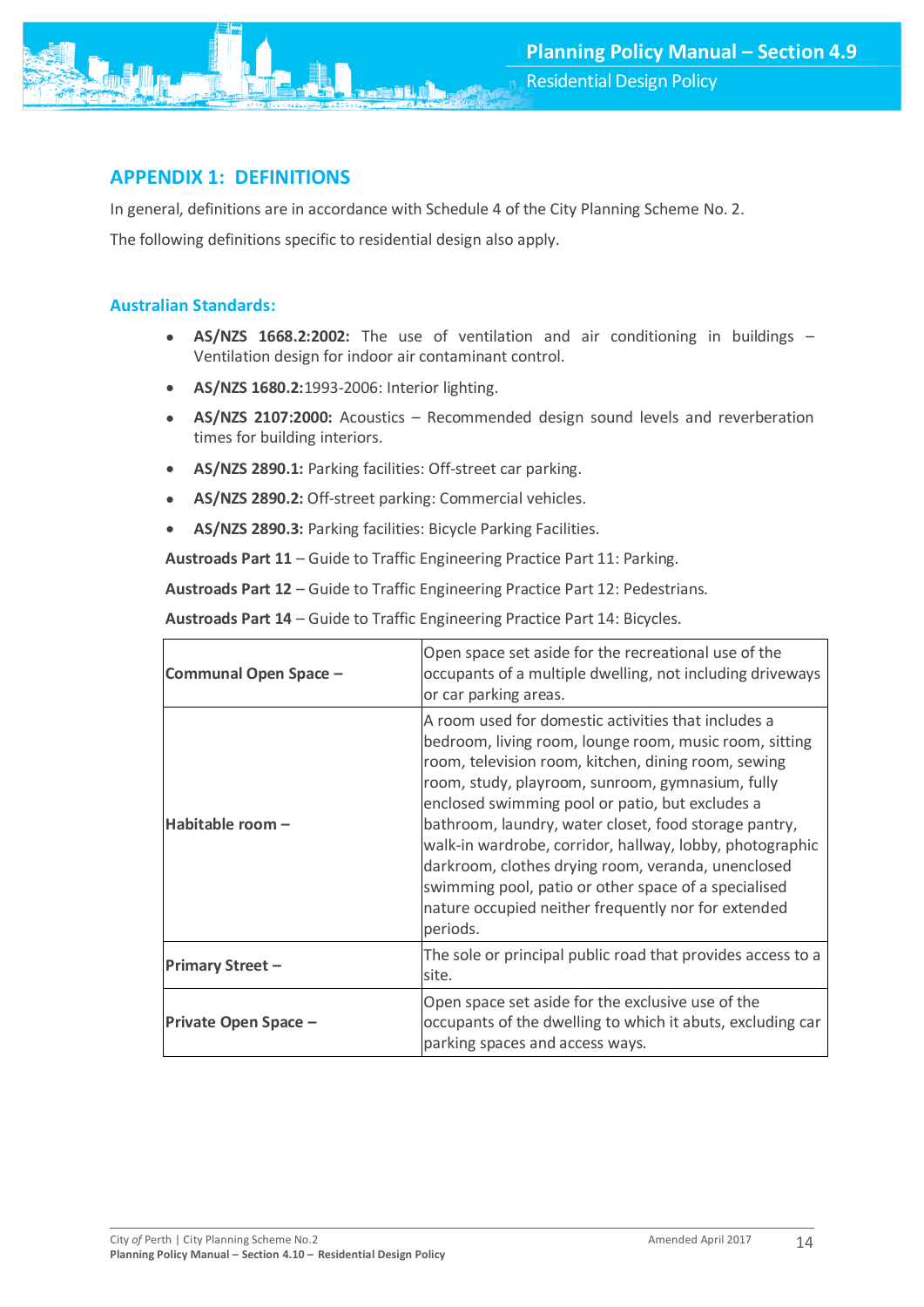## APPENDIX 1: DEFINITIONS

In general, definitions are in accordance with Schedule 4 of the City Planning Scheme No. 2.

The following definitions specific to residential design also apply.

### Australian Standards:

- **AS/NZS 1668.2:2002:** The use of ventilation and air conditioning in buildings – Ventilation design for indoor air contaminant control.
- **AS/NZS 1680.2:**1993-2006: Interior lighting.
- **AS/NZS 2107:2000:** Acoustics – Recommended design sound levels and reverberation times for building interiors.
- **AS/NZS 2890.1:** Parking facilities: Off-street car parking.
- **AS/NZS 2890.2:** Off-street parking: Commercial vehicles.
- **AS/NZS 2890.3:** Parking facilities: Bicycle Parking Facilities.

**Austroads Part 11** – Guide to Traffic Engineering Practice Part 11: Parking.

**Austroads Part 12** – Guide to Traffic Engineering Practice Part 12: Pedestrians.

**Austroads Part 14** – Guide to Traffic Engineering Practice Part 14: Bicycles.

| | |
|---|---|
| **Communal Open Space –** | Open space set aside for the recreational use of the occupants of a multiple dwelling, not including driveways or car parking areas. |
| **Habitable room –** | A room used for domestic activities that includes a bedroom, living room, lounge room, music room, sitting room, television room, kitchen, dining room, sewing room, study, playroom, sunroom, gymnasium, fully enclosed swimming pool or patio, but excludes a bathroom, laundry, water closet, food storage pantry, walk-in wardrobe, corridor, hallway, lobby, photographic darkroom, clothes drying room, veranda, unenclosed swimming pool, patio or other space of a specialised nature occupied neither frequently nor for extended periods. |
| **Primary Street –** | The sole or principal public road that provides access to a site. |
| **Private Open Space –** | Open space set aside for the exclusive use of the occupants of the dwelling to which it abuts, excluding car parking spaces and access ways. |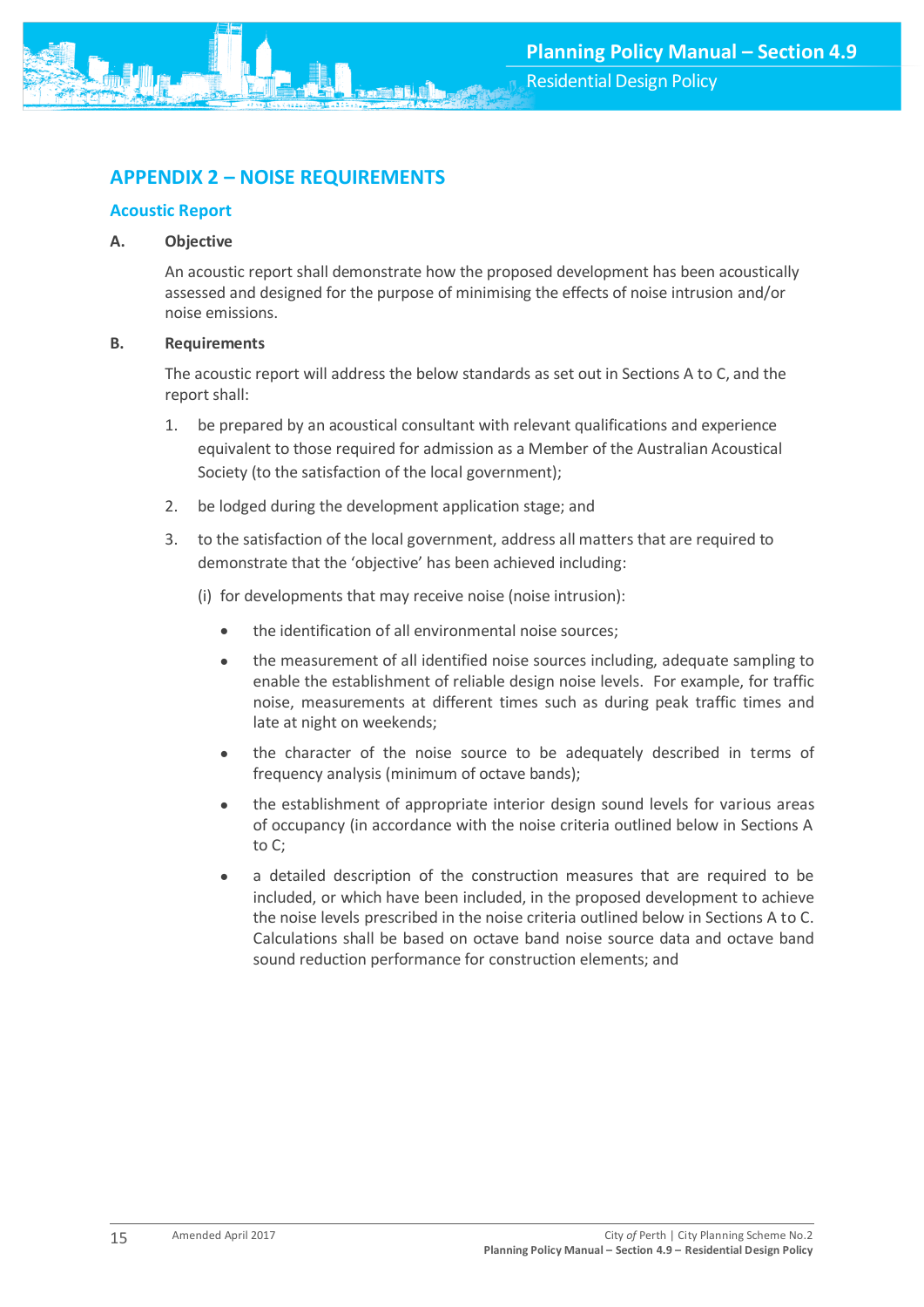## APPENDIX 2 – NOISE REQUIREMENTS

### Acoustic Report

**A. Objective**

An acoustic report shall demonstrate how the proposed development has been acoustically assessed and designed for the purpose of minimising the effects of noise intrusion and/or noise emissions.

**B. Requirements**

The acoustic report will address the below standards as set out in Sections A to C, and the report shall:

1. be prepared by an acoustical consultant with relevant qualifications and experience equivalent to those required for admission as a Member of the Australian Acoustical Society (to the satisfaction of the local government);

2. be lodged during the development application stage; and

3. to the satisfaction of the local government, address all matters that are required to demonstrate that the 'objective' has been achieved including:

   (i) for developments that may receive noise (noise intrusion):

   - the identification of all environmental noise sources;
   - the measurement of all identified noise sources including, adequate sampling to enable the establishment of reliable design noise levels. For example, for traffic noise, measurements at different times such as during peak traffic times and late at night on weekends;
   - the character of the noise source to be adequately described in terms of frequency analysis (minimum of octave bands);
   - the establishment of appropriate interior design sound levels for various areas of occupancy (in accordance with the noise criteria outlined below in Sections A to C;
   - a detailed description of the construction measures that are required to be included, or which have been included, in the proposed development to achieve the noise levels prescribed in the noise criteria outlined below in Sections A to C. Calculations shall be based on octave band noise source data and octave band sound reduction performance for construction elements; and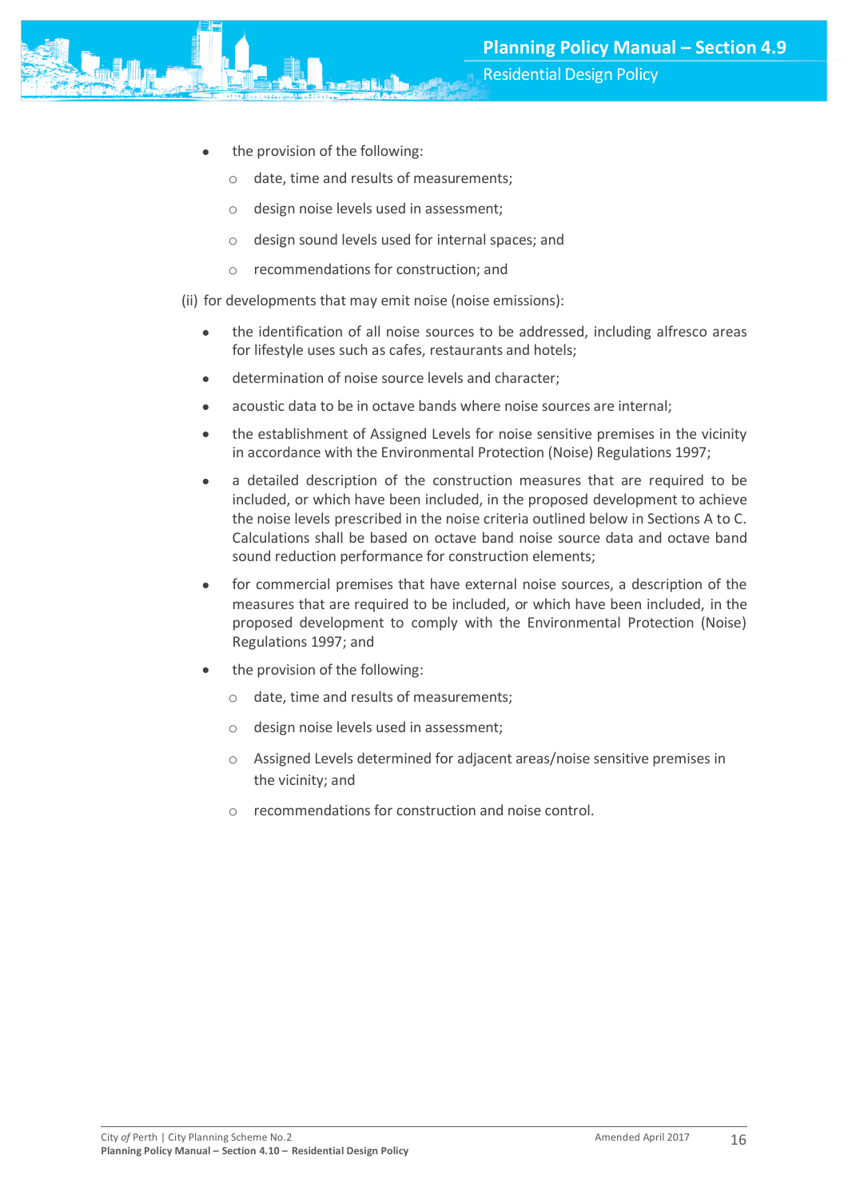- the provision of the following:
    - date, time and results of measurements;
    - design noise levels used in assessment;
    - design sound levels used for internal spaces; and
    - recommendations for construction; and

(ii) for developments that may emit noise (noise emissions):

- the identification of all noise sources to be addressed, including alfresco areas for lifestyle uses such as cafes, restaurants and hotels;
- determination of noise source levels and character;
- acoustic data to be in octave bands where noise sources are internal;
- the establishment of Assigned Levels for noise sensitive premises in the vicinity in accordance with the Environmental Protection (Noise) Regulations 1997;
- a detailed description of the construction measures that are required to be included, or which have been included, in the proposed development to achieve the noise levels prescribed in the noise criteria outlined below in Sections A to C. Calculations shall be based on octave band noise source data and octave band sound reduction performance for construction elements;
- for commercial premises that have external noise sources, a description of the measures that are required to be included, or which have been included, in the proposed development to comply with the Environmental Protection (Noise) Regulations 1997; and
- the provision of the following:
    - date, time and results of measurements;
    - design noise levels used in assessment;
    - Assigned Levels determined for adjacent areas/noise sensitive premises in the vicinity; and
    - recommendations for construction and noise control.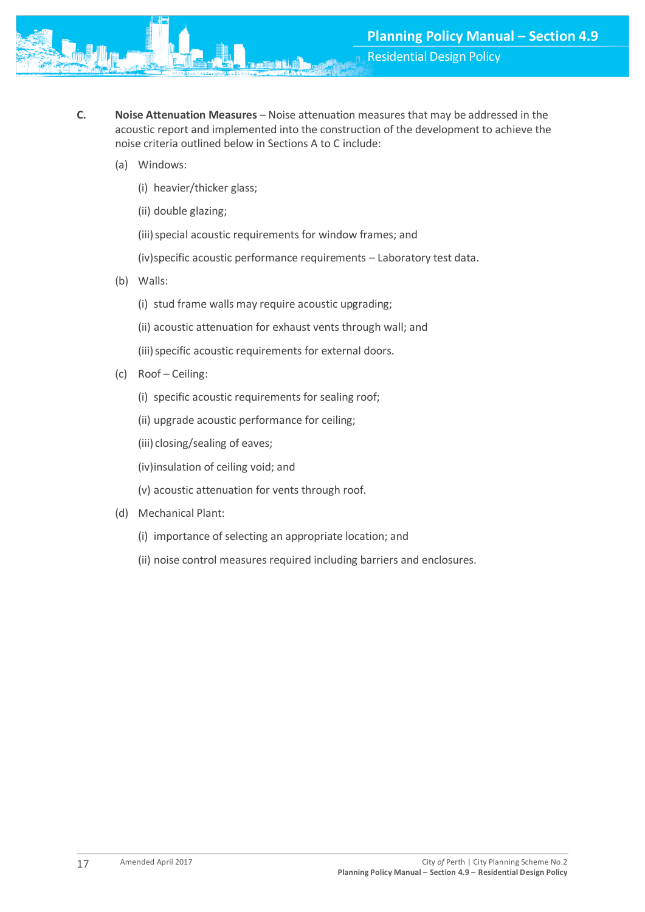**C.** **Noise Attenuation Measures** – Noise attenuation measures that may be addressed in the acoustic report and implemented into the construction of the development to achieve the noise criteria outlined below in Sections A to C include:

(a) Windows:

(i) heavier/thicker glass;

(ii) double glazing;

(iii) special acoustic requirements for window frames; and

(iv) specific acoustic performance requirements – Laboratory test data.

(b) Walls:

(i) stud frame walls may require acoustic upgrading;

(ii) acoustic attenuation for exhaust vents through wall; and

(iii) specific acoustic requirements for external doors.

(c) Roof – Ceiling:

(i) specific acoustic requirements for sealing roof;

(ii) upgrade acoustic performance for ceiling;

(iii) closing/sealing of eaves;

(iv) insulation of ceiling void; and

(v) acoustic attenuation for vents through roof.

(d) Mechanical Plant:

(i) importance of selecting an appropriate location; and

(ii) noise control measures required including barriers and enclosures.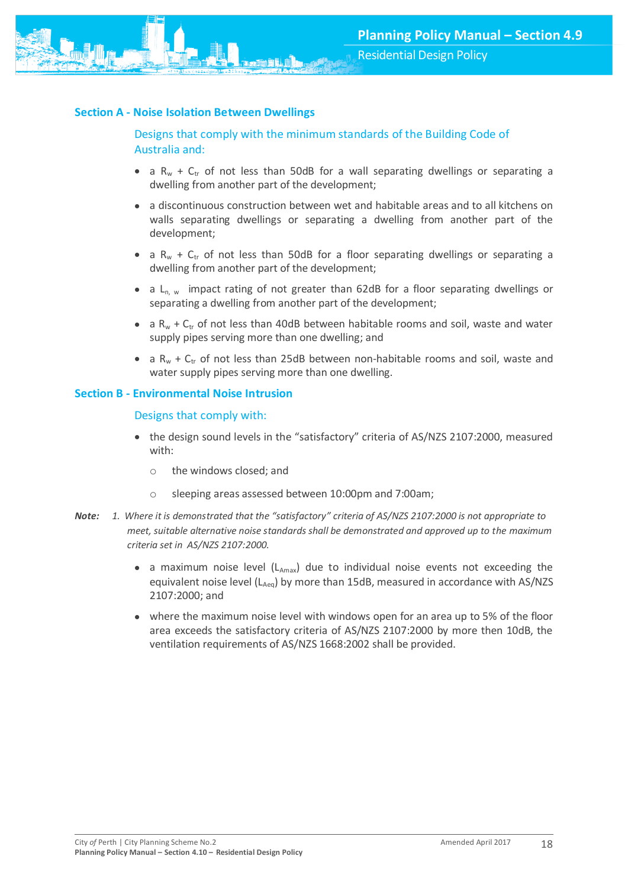## Section A - Noise Isolation Between Dwellings

Designs that comply with the minimum standards of the Building Code of Australia and:

- a $R_w + C_{tr}$ of not less than 50dB for a wall separating dwellings or separating a dwelling from another part of the development;
- a discontinuous construction between wet and habitable areas and to all kitchens on walls separating dwellings or separating a dwelling from another part of the development;
- a $R_w + C_{tr}$ of not less than 50dB for a floor separating dwellings or separating a dwelling from another part of the development;
- a $L_{n,w}$ impact rating of not greater than 62dB for a floor separating dwellings or separating a dwelling from another part of the development;
- a $R_w + C_{tr}$ of not less than 40dB between habitable rooms and soil, waste and water supply pipes serving more than one dwelling; and
- a $R_w + C_{tr}$ of not less than 25dB between non-habitable rooms and soil, waste and water supply pipes serving more than one dwelling.

## Section B - Environmental Noise Intrusion

Designs that comply with:

- the design sound levels in the "satisfactory" criteria of AS/NZS 2107:2000, measured with:
  - the windows closed; and
  - sleeping areas assessed between 10:00pm and 7:00am;

***Note:*** *1. Where it is demonstrated that the "satisfactory" criteria of AS/NZS 2107:2000 is not appropriate to meet, suitable alternative noise standards shall be demonstrated and approved up to the maximum criteria set in AS/NZS 2107:2000.*

- a maximum noise level ($L_{Amax}$) due to individual noise events not exceeding the equivalent noise level ($L_{Aeq}$) by more than 15dB, measured in accordance with AS/NZS 2107:2000; and
- where the maximum noise level with windows open for an area up to 5% of the floor area exceeds the satisfactory criteria of AS/NZS 2107:2000 by more then 10dB, the ventilation requirements of AS/NZS 1668:2002 shall be provided.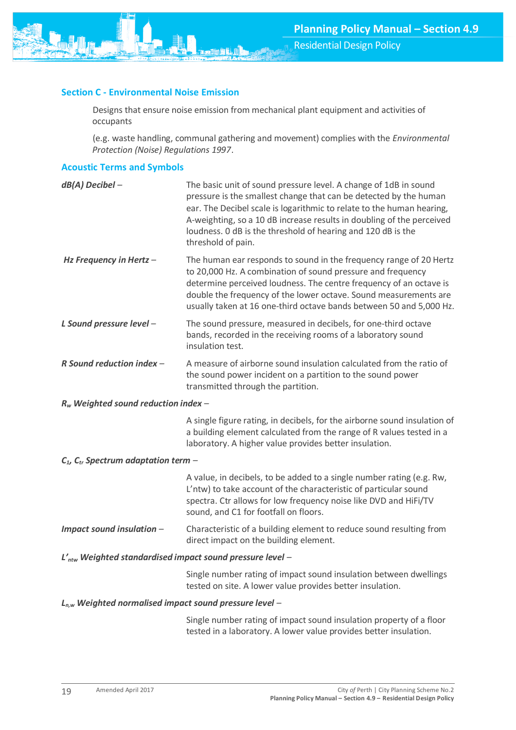## Section C - Environmental Noise Emission

Designs that ensure noise emission from mechanical plant equipment and activities of occupants

(e.g. waste handling, communal gathering and movement) complies with the *Environmental Protection (Noise) Regulations 1997*.

## Acoustic Terms and Symbols

***dB(A) Decibel*** – The basic unit of sound pressure level. A change of 1dB in sound pressure is the smallest change that can be detected by the human ear. The Decibel scale is logarithmic to relate to the human hearing, A-weighting, so a 10 dB increase results in doubling of the perceived loudness. 0 dB is the threshold of hearing and 120 dB is the threshold of pain.

***Hz Frequency in Hertz*** – The human ear responds to sound in the frequency range of 20 Hertz to 20,000 Hz. A combination of sound pressure and frequency determine perceived loudness. The centre frequency of an octave is double the frequency of the lower octave. Sound measurements are usually taken at 16 one-third octave bands between 50 and 5,000 Hz.

***L Sound pressure level*** – The sound pressure, measured in decibels, for one-third octave bands, recorded in the receiving rooms of a laboratory sound insulation test.

***R Sound reduction index*** – A measure of airborne sound insulation calculated from the ratio of the sound power incident on a partition to the sound power transmitted through the partition.

***$R_w$ Weighted sound reduction index*** –

A single figure rating, in decibels, for the airborne sound insulation of a building element calculated from the range of R values tested in a laboratory. A higher value provides better insulation.

***$C_1$, $C_{tr}$ Spectrum adaptation term*** –

A value, in decibels, to be added to a single number rating (e.g. Rw, L'ntw) to take account of the characteristic of particular sound spectra. Ctr allows for low frequency noise like DVD and HiFi/TV sound, and C1 for footfall on floors.

***Impact sound insulation*** – Characteristic of a building element to reduce sound resulting from direct impact on the building element.

***$L'_{ntw}$ Weighted standardised impact sound pressure level*** –

Single number rating of impact sound insulation between dwellings tested on site. A lower value provides better insulation.

***$L_{n,w}$ Weighted normalised impact sound pressure level*** –

Single number rating of impact sound insulation property of a floor tested in a laboratory. A lower value provides better insulation.